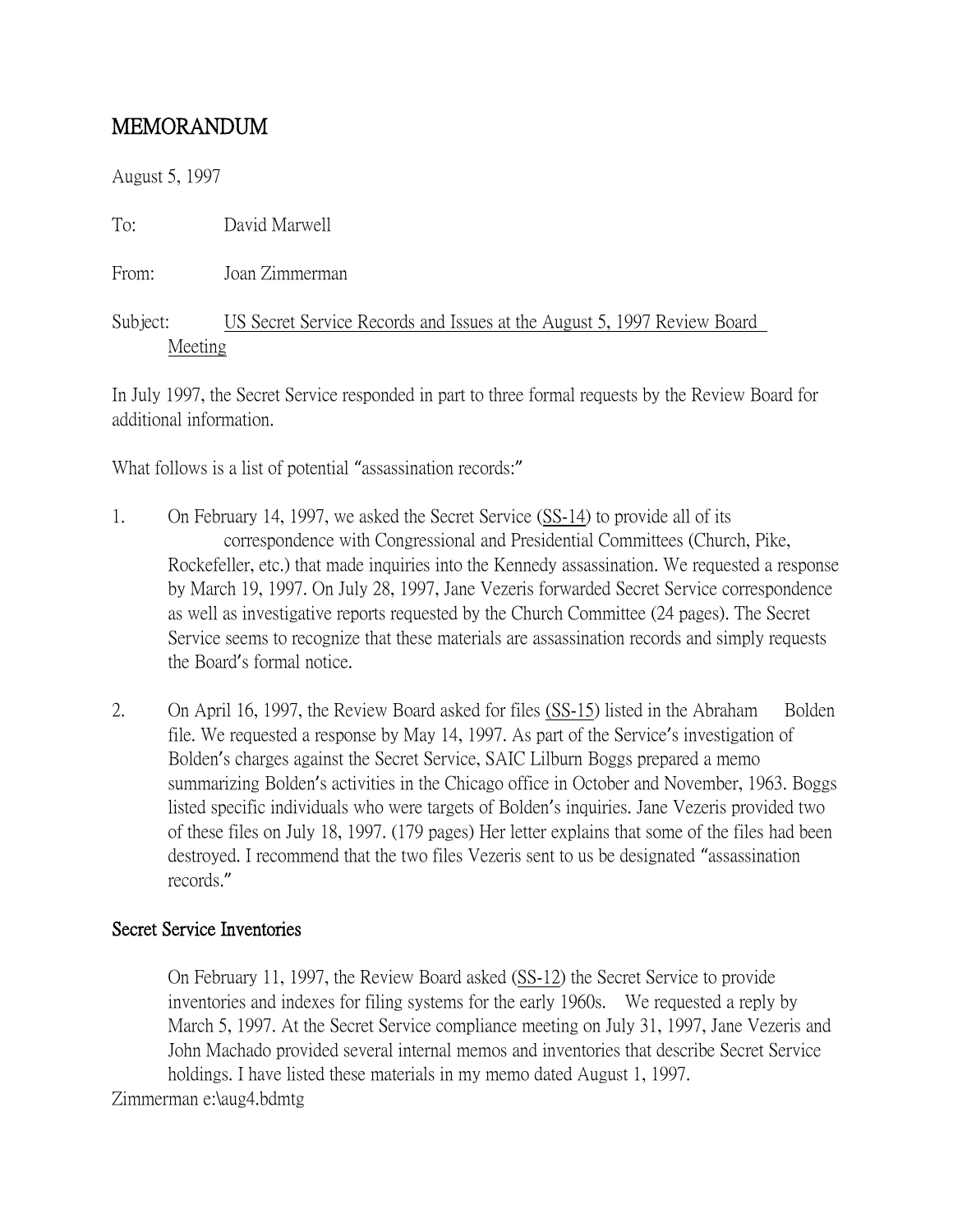# MEMORANDUM

August 5, 1997

To: David Marwell

From: Joan Zimmerman

Subject: US Secret Service Records and Issues at the August 5, 1997 Review Board Meeting

In July 1997, the Secret Service responded in part to three formal requests by the Review Board for additional information.

What follows is a list of potential "assassination records:"

1. On February 14, 1997, we asked the Secret Service (SS-14) to provide all of its correspondence with Congressional and Presidential Committees (Church, Pike, Rockefeller, etc.) that made inquiries into the Kennedy assassination. We requested a response by March 19, 1997. On July 28, 1997, Jane Vezeris forwarded Secret Service correspondence as well as investigative reports requested by the Church Committee (24 pages). The Secret Service seems to recognize that these materials are assassination records and simply requests the Board's formal notice.

2. On April 16, 1997, the Review Board asked for files (SS-15) listed in the Abraham Bolden file. We requested a response by May 14, 1997. As part of the Service's investigation of Bolden's charges against the Secret Service, SAIC Lilburn Boggs prepared a memo summarizing Bolden's activities in the Chicago office in October and November, 1963. Boggs listed specific individuals who were targets of Bolden's inquiries. Jane Vezeris provided two of these files on July 18, 1997. (179 pages) Her letter explains that some of the files had been destroyed. I recommend that the two files Vezeris sent to us be designated "assassination records."

## Secret Service Inventories

On February 11, 1997, the Review Board asked (SS-12) the Secret Service to provide inventories and indexes for filing systems for the early 1960s. We requested a reply by March 5, 1997. At the Secret Service compliance meeting on July 31, 1997, Jane Vezeris and John Machado provided several internal memos and inventories that describe Secret Service holdings. I have listed these materials in my memo dated August 1, 1997.

Zimmerman e:\aug4.bdmtg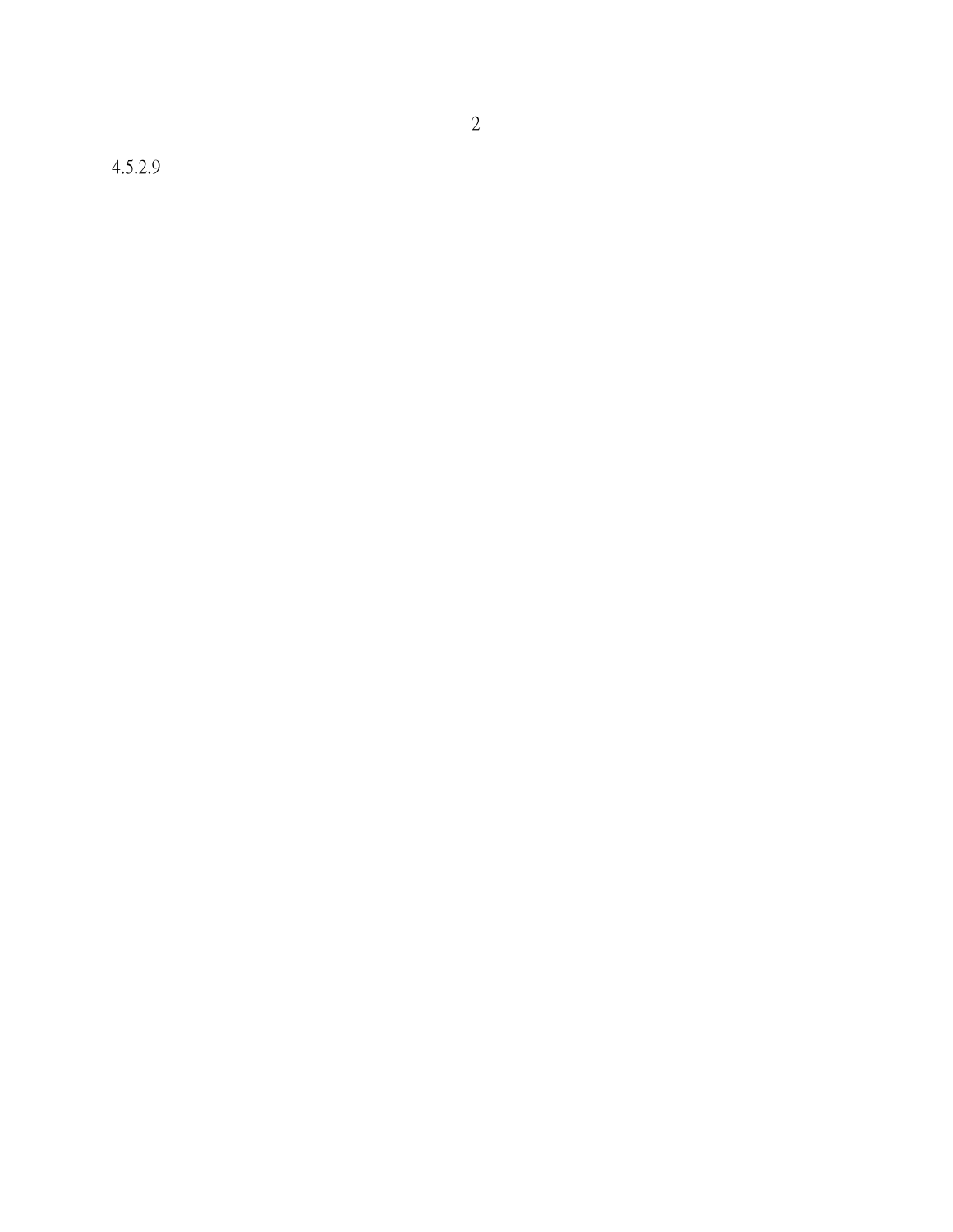4.5.2.9